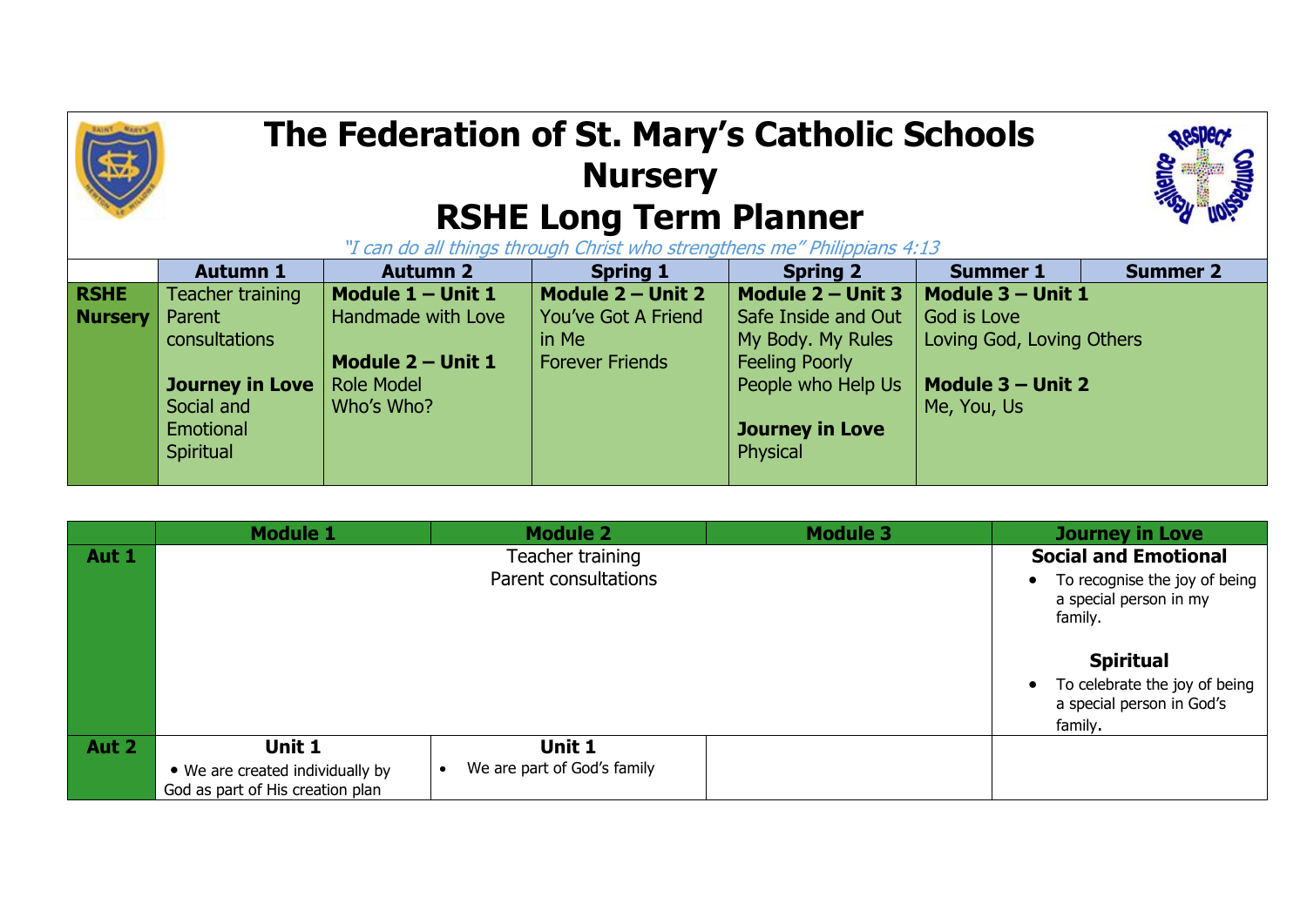# The Federation of St. Mary's Catholic Schools
# Nursery
# RSHE Long Term Planner

*"I can do all things through Christ who strengthens me" Philippians 4:13*

| | Autumn 1 | Autumn 2 | Spring 1 | Spring 2 | Summer 1 | Summer 2 |
|---|---|---|---|---|---|---|
| **RSHE Nursery** | Teacher training<br>Parent consultations<br><br>**Journey in Love**<br>Social and Emotional<br>Spiritual | **Module 1 – Unit 1**<br>Handmade with Love<br><br>**Module 2 – Unit 1**<br>Role Model<br>Who's Who? | **Module 2 – Unit 2**<br>You've Got A Friend in Me<br>Forever Friends | **Module 2 – Unit 3**<br>Safe Inside and Out<br>My Body. My Rules<br>Feeling Poorly<br>People who Help Us<br><br>**Journey in Love**<br>Physical | **Module 3 – Unit 1**<br>God is Love<br>Loving God, Loving Others<br><br>**Module 3 – Unit 2**<br>Me, You, Us | |

| | Module 1 | Module 2 | Module 3 | Journey in Love |
|---|---|---|---|---|
| **Aut 1** | Teacher training<br>Parent consultations | | | **Social and Emotional**<br>• To recognise the joy of being a special person in my family.<br><br>**Spiritual**<br>• To celebrate the joy of being a special person in God's family. |
| **Aut 2** | **Unit 1**<br>• We are created individually by God as part of His creation plan | **Unit 1**<br>• We are part of God's family | | |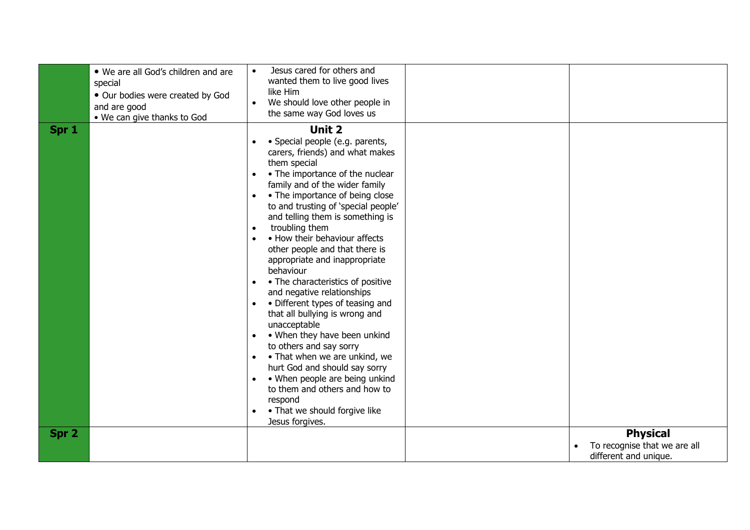| | | | | |
|---|---|---|---|---|
| | • We are all God's children and are special<br>• Our bodies were created by God and are good<br>• We can give thanks to God | • Jesus cared for others and wanted them to live good lives like Him<br>• We should love other people in the same way God loves us | | |
| **Spr 1** | | **Unit 2**<br>• Special people (e.g. parents, carers, friends) and what makes them special<br>• The importance of the nuclear family and of the wider family<br>• The importance of being close to and trusting of 'special people' and telling them is something is troubling them<br>• How their behaviour affects other people and that there is appropriate and inappropriate behaviour<br>• The characteristics of positive and negative relationships<br>• Different types of teasing and that all bullying is wrong and unacceptable<br>• When they have been unkind to others and say sorry<br>• That when we are unkind, we hurt God and should say sorry<br>• When people are being unkind to them and others and how to respond<br>• That we should forgive like Jesus forgives. | | |
| **Spr 2** | | | | **Physical**<br>• To recognise that we are all different and unique. |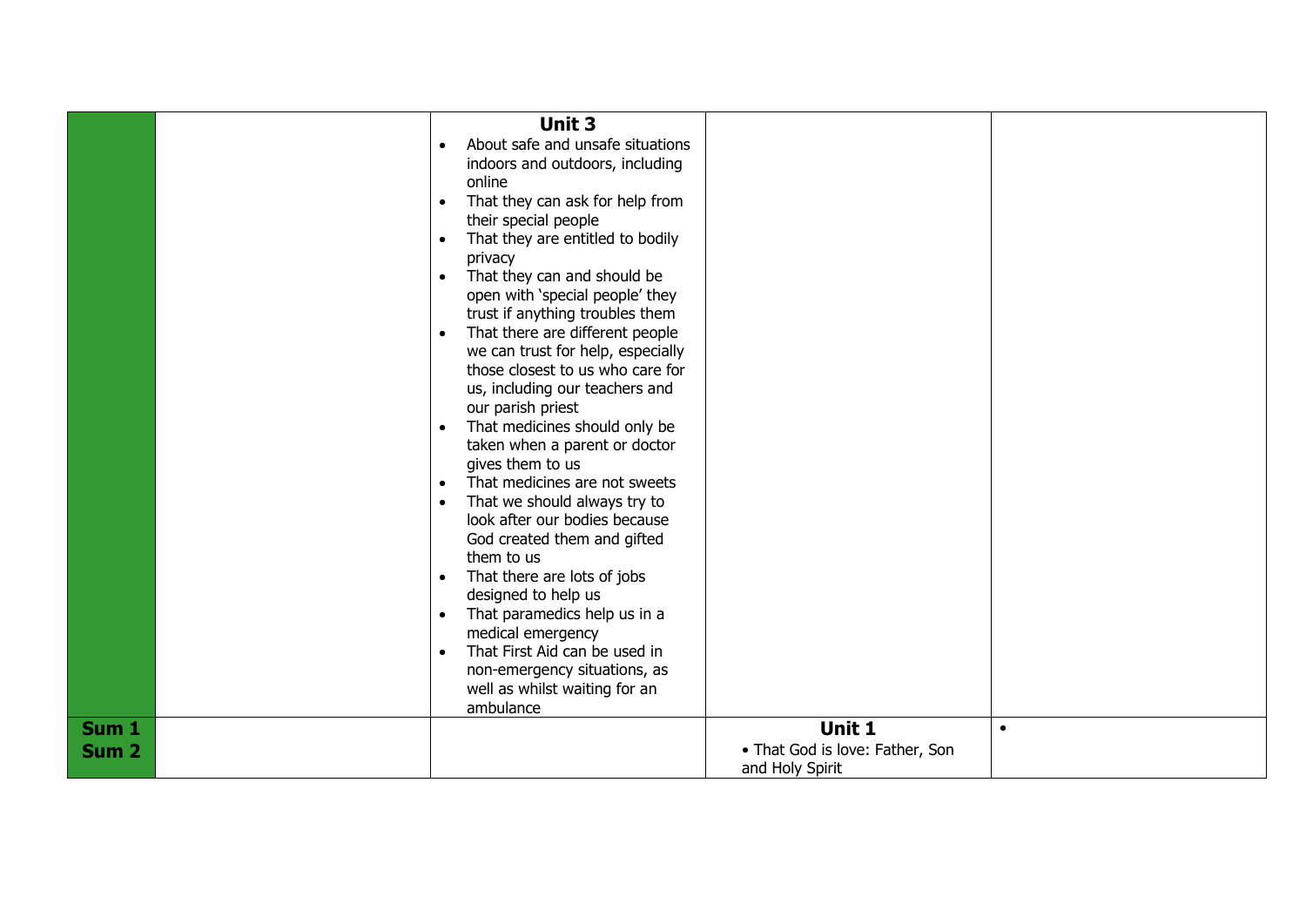|  |  |  |  |  |
|---|---|---|---|---|
|  |  | **Unit 3**<br>• About safe and unsafe situations indoors and outdoors, including online<br>• That they can ask for help from their special people<br>• That they are entitled to bodily privacy<br>• That they can and should be open with 'special people' they trust if anything troubles them<br>• That there are different people we can trust for help, especially those closest to us who care for us, including our teachers and our parish priest<br>• That medicines should only be taken when a parent or doctor gives them to us<br>• That medicines are not sweets<br>• That we should always try to look after our bodies because God created them and gifted them to us<br>• That there are lots of jobs designed to help us<br>• That paramedics help us in a medical emergency<br>• That First Aid can be used in non-emergency situations, as well as whilst waiting for an ambulance |  |  |
| **Sum 1**<br>**Sum 2** |  |  | **Unit 1**<br>• That God is love: Father, Son and Holy Spirit | • |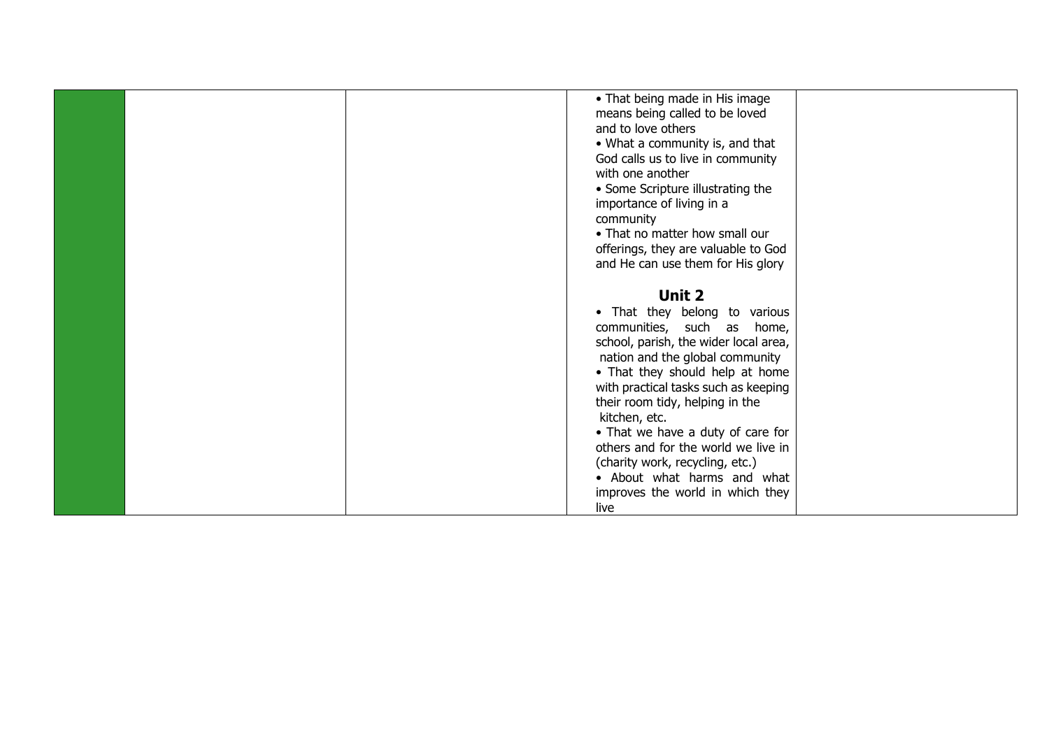| | | | | |
|---|---|---|---|---|
| | | | • That being made in His image means being called to be loved and to love others<br>• What a community is, and that God calls us to live in community with one another<br>• Some Scripture illustrating the importance of living in a community<br>• That no matter how small our offerings, they are valuable to God and He can use them for His glory<br><br>**Unit 2**<br>• That they belong to various communities, such as home, school, parish, the wider local area, nation and the global community<br>• That they should help at home with practical tasks such as keeping their room tidy, helping in the kitchen, etc.<br>• That we have a duty of care for others and for the world we live in (charity work, recycling, etc.)<br>• About what harms and what improves the world in which they live | |